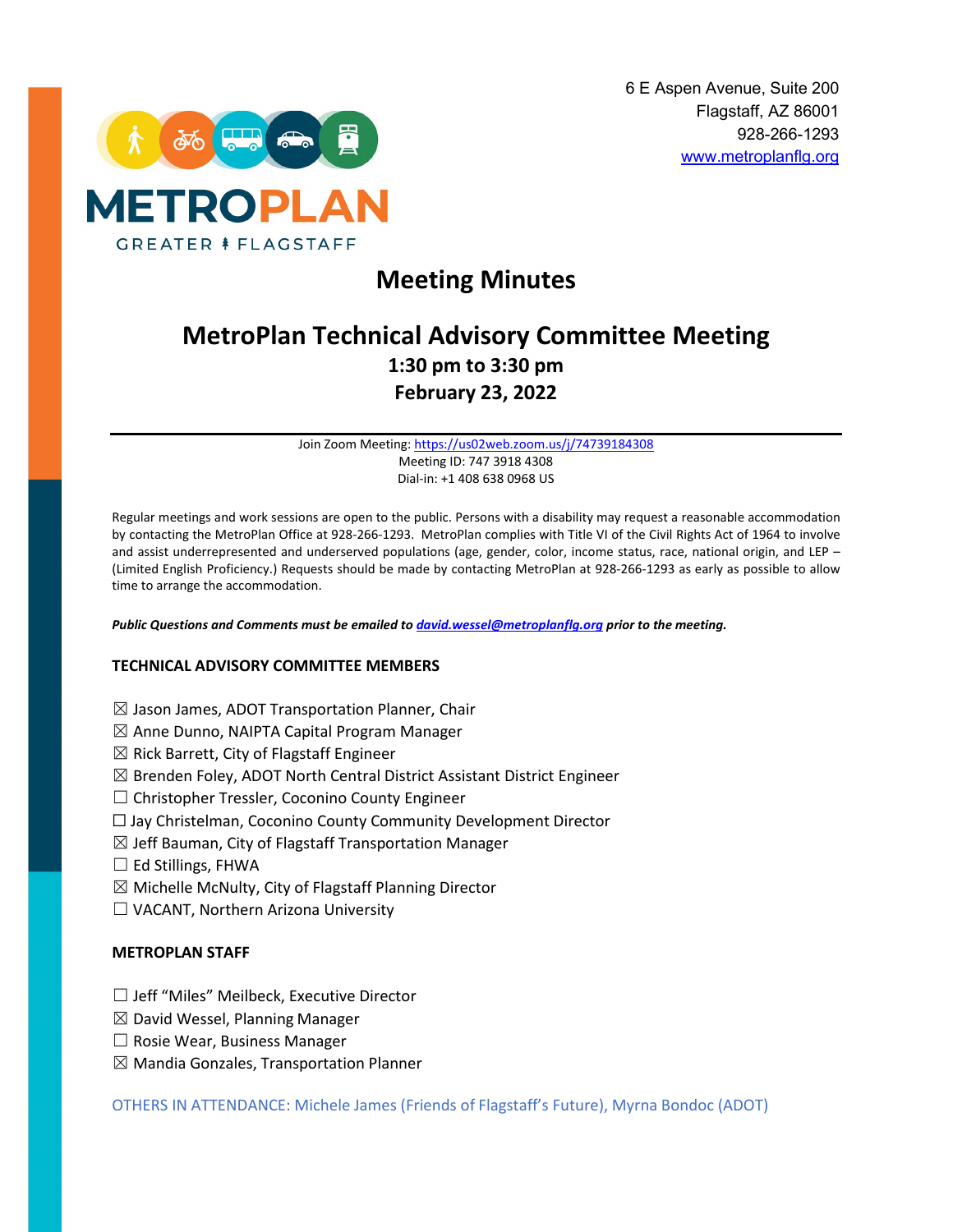METROPLAN
GREATER FLAGSTAFF

6 E Aspen Avenue, Suite 200
Flagstaff, AZ 86001
928-266-1293
www.metroplanflg.org

# Meeting Minutes

## MetroPlan Technical Advisory Committee Meeting

**1:30 pm to 3:30 pm**
**February 23, 2022**

---

Join Zoom Meeting: https://us02web.zoom.us/j/74739184308
Meeting ID: 747 3918 4308
Dial-in: +1 408 638 0968 US

Regular meetings and work sessions are open to the public. Persons with a disability may request a reasonable accommodation by contacting the MetroPlan Office at 928-266-1293. MetroPlan complies with Title VI of the Civil Rights Act of 1964 to involve and assist underrepresented and underserved populations (age, gender, color, income status, race, national origin, and LEP – (Limited English Proficiency.) Requests should be made by contacting MetroPlan at 928-266-1293 as early as possible to allow time to arrange the accommodation.

***Public Questions and Comments must be emailed to david.wessel@metroplanflg.org prior to the meeting.***

**TECHNICAL ADVISORY COMMITTEE MEMBERS**

☒ Jason James, ADOT Transportation Planner, Chair
☒ Anne Dunno, NAIPTA Capital Program Manager
☒ Rick Barrett, City of Flagstaff Engineer
☒ Brenden Foley, ADOT North Central District Assistant District Engineer
☐ Christopher Tressler, Coconino County Engineer
☐ Jay Christelman, Coconino County Community Development Director
☒ Jeff Bauman, City of Flagstaff Transportation Manager
☐ Ed Stillings, FHWA
☒ Michelle McNulty, City of Flagstaff Planning Director
☐ VACANT, Northern Arizona University

**METROPLAN STAFF**

☐ Jeff "Miles" Meilbeck, Executive Director
☒ David Wessel, Planning Manager
☐ Rosie Wear, Business Manager
☒ Mandia Gonzales, Transportation Planner

OTHERS IN ATTENDANCE: Michele James (Friends of Flagstaff's Future), Myrna Bondoc (ADOT)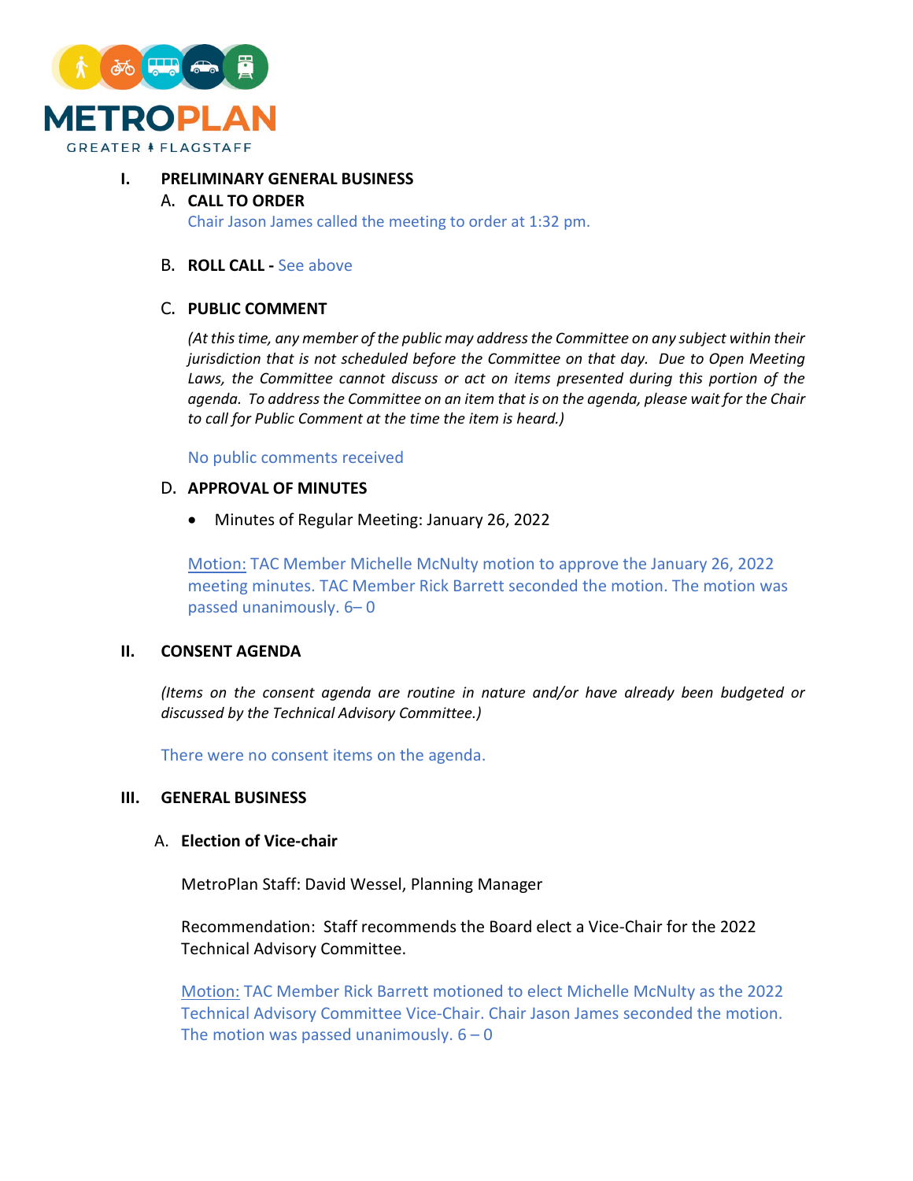**METROPLAN**
GREATER FLAGSTAFF

## I. PRELIMINARY GENERAL BUSINESS

### A. CALL TO ORDER

Chair Jason James called the meeting to order at 1:32 pm.

### B. ROLL CALL - See above

### C. PUBLIC COMMENT

*(At this time, any member of the public may address the Committee on any subject within their jurisdiction that is not scheduled before the Committee on that day. Due to Open Meeting Laws, the Committee cannot discuss or act on items presented during this portion of the agenda. To address the Committee on an item that is on the agenda, please wait for the Chair to call for Public Comment at the time the item is heard.)*

No public comments received

### D. APPROVAL OF MINUTES

- Minutes of Regular Meeting: January 26, 2022

Motion: TAC Member Michelle McNulty motion to approve the January 26, 2022 meeting minutes. TAC Member Rick Barrett seconded the motion. The motion was passed unanimously. 6– 0

## II. CONSENT AGENDA

*(Items on the consent agenda are routine in nature and/or have already been budgeted or discussed by the Technical Advisory Committee.)*

There were no consent items on the agenda.

## III. GENERAL BUSINESS

### A. Election of Vice-chair

MetroPlan Staff: David Wessel, Planning Manager

Recommendation: Staff recommends the Board elect a Vice-Chair for the 2022 Technical Advisory Committee.

Motion: TAC Member Rick Barrett motioned to elect Michelle McNulty as the 2022 Technical Advisory Committee Vice-Chair. Chair Jason James seconded the motion. The motion was passed unanimously. 6 – 0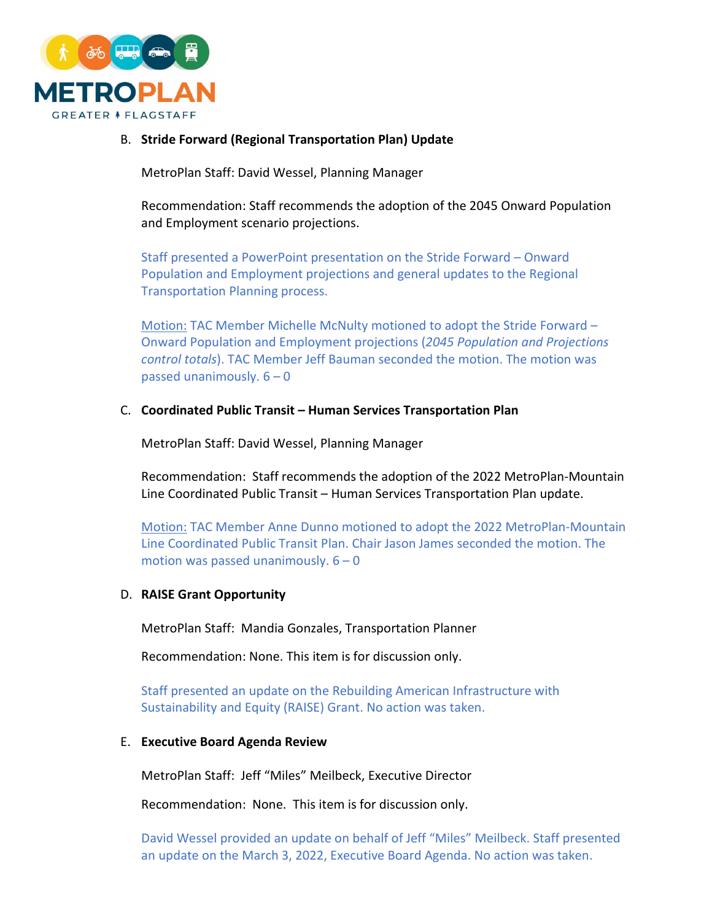B. **Stride Forward (Regional Transportation Plan) Update**

MetroPlan Staff: David Wessel, Planning Manager

Recommendation: Staff recommends the adoption of the 2045 Onward Population and Employment scenario projections.

Staff presented a PowerPoint presentation on the Stride Forward – Onward Population and Employment projections and general updates to the Regional Transportation Planning process.

Motion: TAC Member Michelle McNulty motioned to adopt the Stride Forward – Onward Population and Employment projections (*2045 Population and Projections control totals*). TAC Member Jeff Bauman seconded the motion. The motion was passed unanimously. 6 – 0

C. **Coordinated Public Transit – Human Services Transportation Plan**

MetroPlan Staff: David Wessel, Planning Manager

Recommendation: Staff recommends the adoption of the 2022 MetroPlan-Mountain Line Coordinated Public Transit – Human Services Transportation Plan update.

Motion: TAC Member Anne Dunno motioned to adopt the 2022 MetroPlan-Mountain Line Coordinated Public Transit Plan. Chair Jason James seconded the motion. The motion was passed unanimously. 6 – 0

D. **RAISE Grant Opportunity**

MetroPlan Staff: Mandia Gonzales, Transportation Planner

Recommendation: None. This item is for discussion only.

Staff presented an update on the Rebuilding American Infrastructure with Sustainability and Equity (RAISE) Grant. No action was taken.

E. **Executive Board Agenda Review**

MetroPlan Staff: Jeff "Miles" Meilbeck, Executive Director

Recommendation: None. This item is for discussion only.

David Wessel provided an update on behalf of Jeff "Miles" Meilbeck. Staff presented an update on the March 3, 2022, Executive Board Agenda. No action was taken.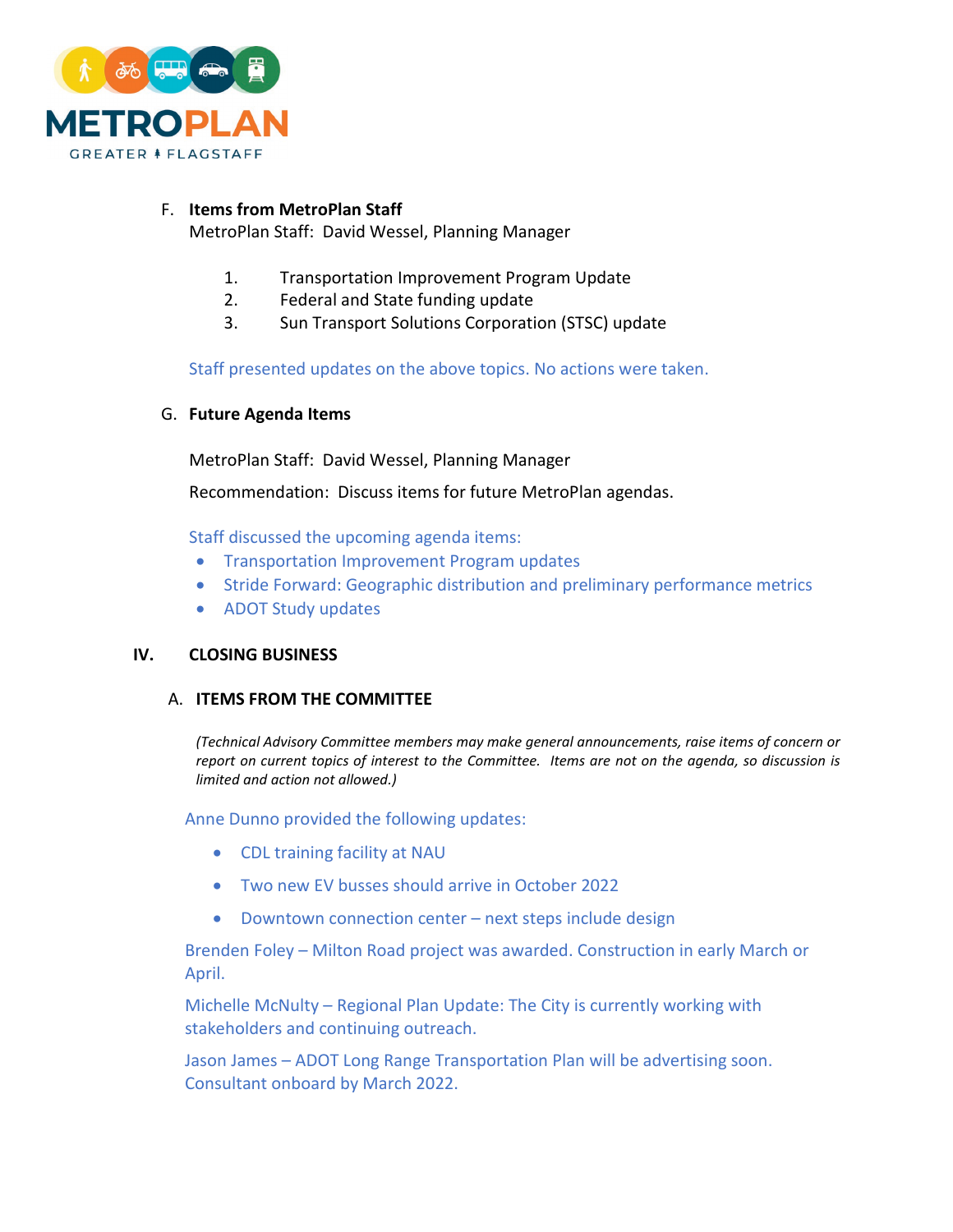F. **Items from MetroPlan Staff**
MetroPlan Staff: David Wessel, Planning Manager

1. Transportation Improvement Program Update
2. Federal and State funding update
3. Sun Transport Solutions Corporation (STSC) update

Staff presented updates on the above topics. No actions were taken.

G. **Future Agenda Items**

MetroPlan Staff: David Wessel, Planning Manager

Recommendation: Discuss items for future MetroPlan agendas.

Staff discussed the upcoming agenda items:

- Transportation Improvement Program updates
- Stride Forward: Geographic distribution and preliminary performance metrics
- ADOT Study updates

## IV. CLOSING BUSINESS

### A. ITEMS FROM THE COMMITTEE

*(Technical Advisory Committee members may make general announcements, raise items of concern or report on current topics of interest to the Committee. Items are not on the agenda, so discussion is limited and action not allowed.)*

Anne Dunno provided the following updates:

- CDL training facility at NAU
- Two new EV busses should arrive in October 2022
- Downtown connection center – next steps include design

Brenden Foley – Milton Road project was awarded. Construction in early March or April.

Michelle McNulty – Regional Plan Update: The City is currently working with stakeholders and continuing outreach.

Jason James – ADOT Long Range Transportation Plan will be advertising soon. Consultant onboard by March 2022.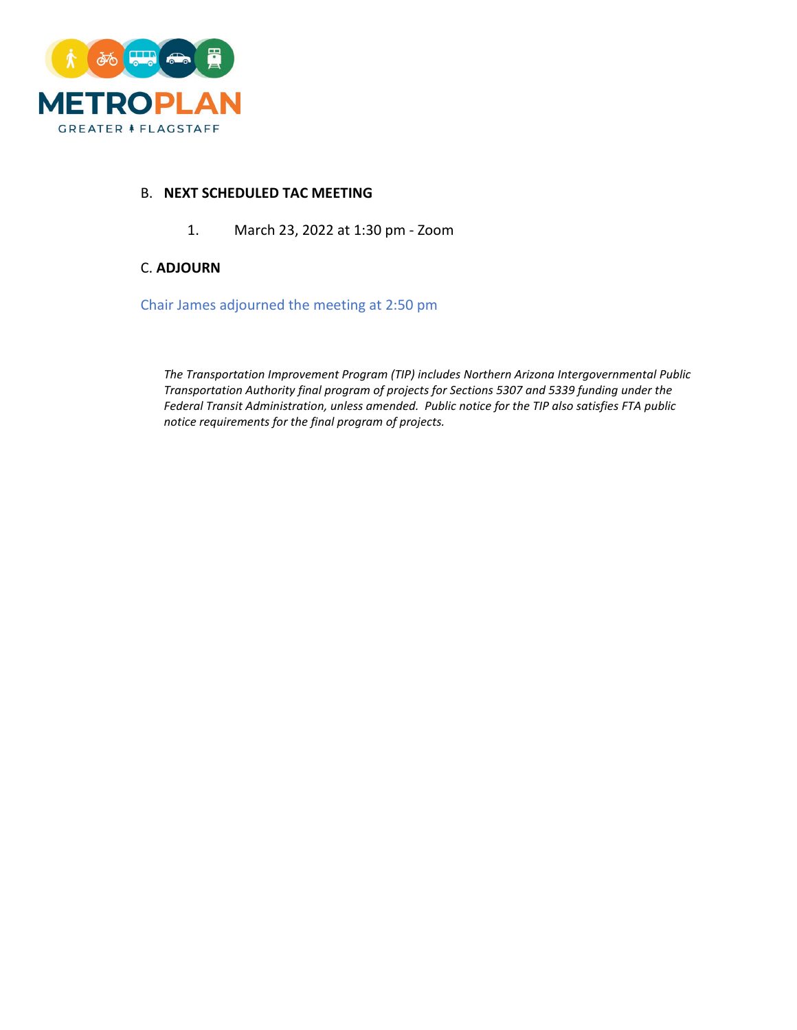B. **NEXT SCHEDULED TAC MEETING**

1. March 23, 2022 at 1:30 pm - Zoom

C. **ADJOURN**

Chair James adjourned the meeting at 2:50 pm

*The Transportation Improvement Program (TIP) includes Northern Arizona Intergovernmental Public Transportation Authority final program of projects for Sections 5307 and 5339 funding under the Federal Transit Administration, unless amended. Public notice for the TIP also satisfies FTA public notice requirements for the final program of projects.*